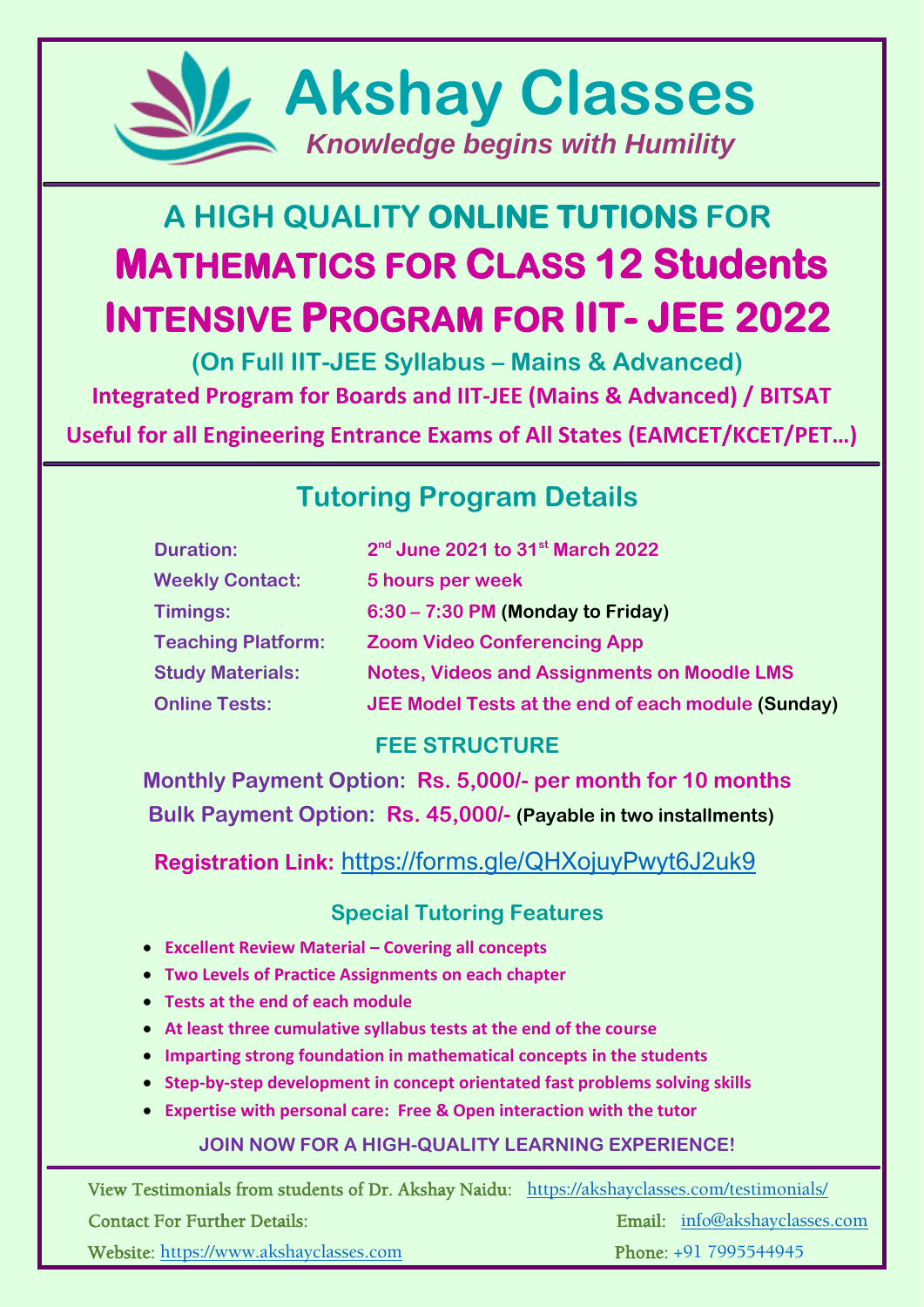# Akshay Classes

***Knowledge begins with Humility***

## A HIGH QUALITY ONLINE TUTIONS FOR

# MATHEMATICS FOR CLASS 12 Students

# INTENSIVE PROGRAM FOR IIT- JEE 2022

**(On Full IIT-JEE Syllabus – Mains & Advanced)**

**Integrated Program for Boards and IIT-JEE (Mains & Advanced) / BITSAT**

**Useful for all Engineering Entrance Exams of All States (EAMCET/KCET/PET…)**

## Tutoring Program Details

| | |
|---|---|
| **Duration:** | **2nd June 2021 to 31st March 2022** |
| **Weekly Contact:** | **5 hours per week** |
| **Timings:** | **6:30 – 7:30 PM (Monday to Friday)** |
| **Teaching Platform:** | **Zoom Video Conferencing App** |
| **Study Materials:** | **Notes, Videos and Assignments on Moodle LMS** |
| **Online Tests:** | **JEE Model Tests at the end of each module (Sunday)** |

### FEE STRUCTURE

**Monthly Payment Option: Rs. 5,000/- per month for 10 months**

**Bulk Payment Option: Rs. 45,000/- (Payable in two installments)**

**Registration Link:** https://forms.gle/QHXojuyPwyt6J2uk9

### Special Tutoring Features

- **Excellent Review Material – Covering all concepts**
- **Two Levels of Practice Assignments on each chapter**
- **Tests at the end of each module**
- **At least three cumulative syllabus tests at the end of the course**
- **Imparting strong foundation in mathematical concepts in the students**
- **Step-by-step development in concept orientated fast problems solving skills**
- **Expertise with personal care: Free & Open interaction with the tutor**

**JOIN NOW FOR A HIGH-QUALITY LEARNING EXPERIENCE!**

View Testimonials from students of Dr. Akshay Naidu: https://akshayclasses.com/testimonials/

Contact For Further Details:

Email: info@akshayclasses.com

Website: https://www.akshayclasses.com

Phone: +91 7995544945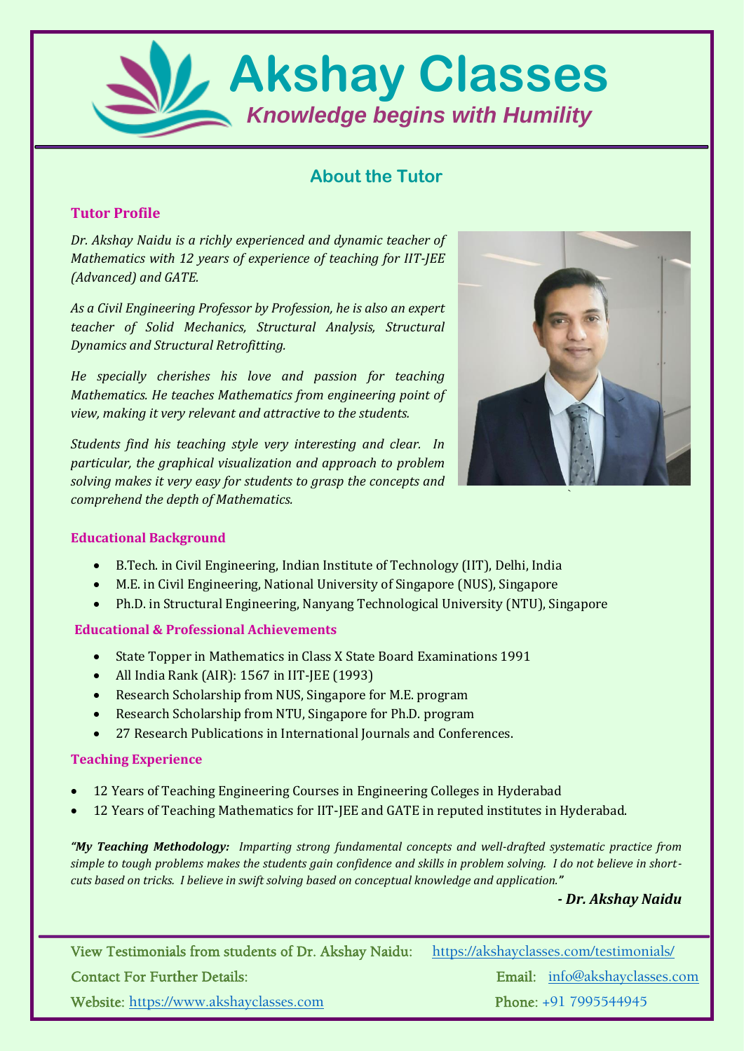# Akshay Classes

*Knowledge begins with Humility*

## About the Tutor

### Tutor Profile

*Dr. Akshay Naidu is a richly experienced and dynamic teacher of Mathematics with 12 years of experience of teaching for IIT-JEE (Advanced) and GATE.*

*As a Civil Engineering Professor by Profession, he is also an expert teacher of Solid Mechanics, Structural Analysis, Structural Dynamics and Structural Retrofitting.*

*He specially cherishes his love and passion for teaching Mathematics. He teaches Mathematics from engineering point of view, making it very relevant and attractive to the students.*

*Students find his teaching style very interesting and clear. In particular, the graphical visualization and approach to problem solving makes it very easy for students to grasp the concepts and comprehend the depth of Mathematics.*

### Educational Background

- B.Tech. in Civil Engineering, Indian Institute of Technology (IIT), Delhi, India
- M.E. in Civil Engineering, National University of Singapore (NUS), Singapore
- Ph.D. in Structural Engineering, Nanyang Technological University (NTU), Singapore

### Educational & Professional Achievements

- State Topper in Mathematics in Class X State Board Examinations 1991
- All India Rank (AIR): 1567 in IIT-JEE (1993)
- Research Scholarship from NUS, Singapore for M.E. program
- Research Scholarship from NTU, Singapore for Ph.D. program
- 27 Research Publications in International Journals and Conferences.

### Teaching Experience

- 12 Years of Teaching Engineering Courses in Engineering Colleges in Hyderabad
- 12 Years of Teaching Mathematics for IIT-JEE and GATE in reputed institutes in Hyderabad.

*"**My Teaching Methodology:** Imparting strong fundamental concepts and well-drafted systematic practice from simple to tough problems makes the students gain confidence and skills in problem solving. I do not believe in short-cuts based on tricks. I believe in swift solving based on conceptual knowledge and application."*

***- Dr. Akshay Naidu***

View Testimonials from students of Dr. Akshay Naidu: https://akshayclasses.com/testimonials/

Contact For Further Details:

Email: info@akshayclasses.com

Website: https://www.akshayclasses.com

Phone: +91 7995544945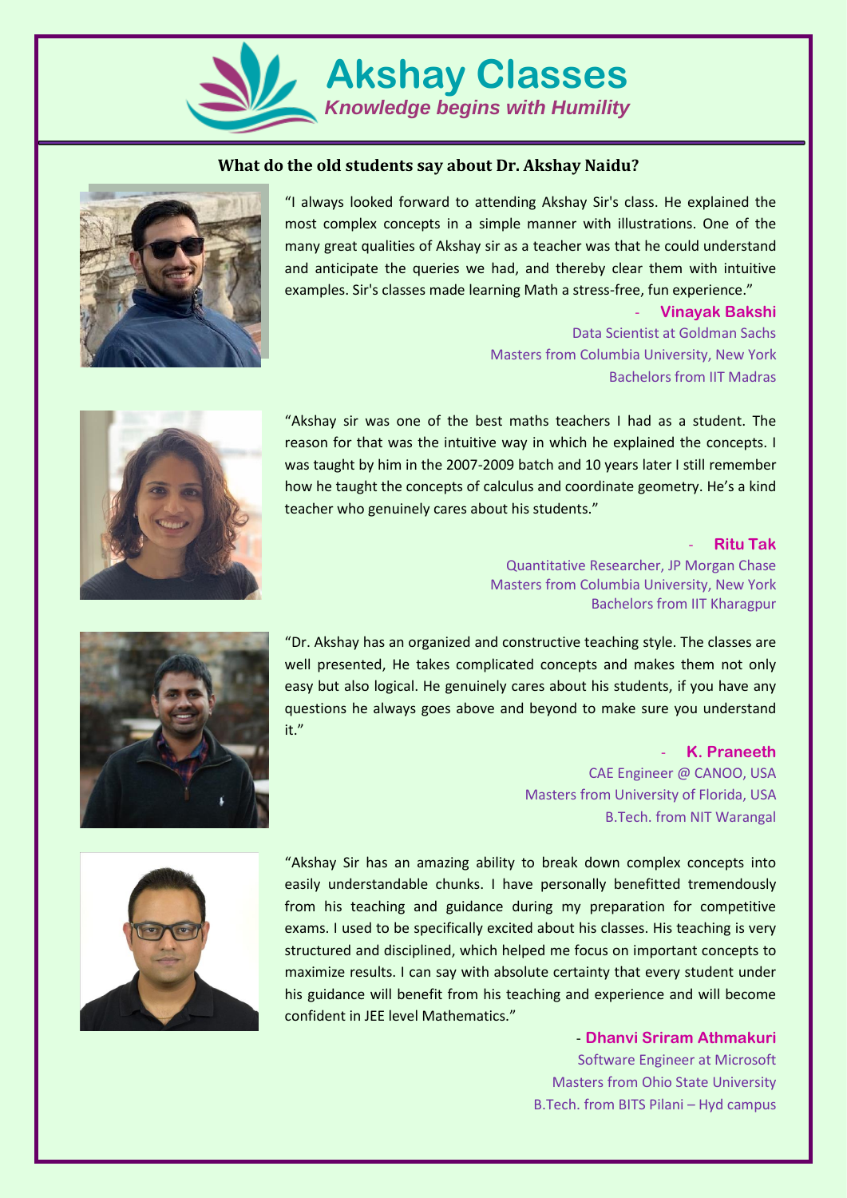# Akshay Classes

*Knowledge begins with Humility*

**What do the old students say about Dr. Akshay Naidu?**

"I always looked forward to attending Akshay Sir's class. He explained the most complex concepts in a simple manner with illustrations. One of the many great qualities of Akshay sir as a teacher was that he could understand and anticipate the queries we had, and thereby clear them with intuitive examples. Sir's classes made learning Math a stress-free, fun experience."

- **Vinayak Bakshi**
Data Scientist at Goldman Sachs
Masters from Columbia University, New York
Bachelors from IIT Madras

"Akshay sir was one of the best maths teachers I had as a student. The reason for that was the intuitive way in which he explained the concepts. I was taught by him in the 2007-2009 batch and 10 years later I still remember how he taught the concepts of calculus and coordinate geometry. He's a kind teacher who genuinely cares about his students."

- **Ritu Tak**
Quantitative Researcher, JP Morgan Chase
Masters from Columbia University, New York
Bachelors from IIT Kharagpur

"Dr. Akshay has an organized and constructive teaching style. The classes are well presented, He takes complicated concepts and makes them not only easy but also logical. He genuinely cares about his students, if you have any questions he always goes above and beyond to make sure you understand it."

- **K. Praneeth**
CAE Engineer @ CANOO, USA
Masters from University of Florida, USA
B.Tech. from NIT Warangal

"Akshay Sir has an amazing ability to break down complex concepts into easily understandable chunks. I have personally benefitted tremendously from his teaching and guidance during my preparation for competitive exams. I used to be specifically excited about his classes. His teaching is very structured and disciplined, which helped me focus on important concepts to maximize results. I can say with absolute certainty that every student under his guidance will benefit from his teaching and experience and will become confident in JEE level Mathematics."

- **Dhanvi Sriram Athmakuri**
Software Engineer at Microsoft
Masters from Ohio State University
B.Tech. from BITS Pilani – Hyd campus